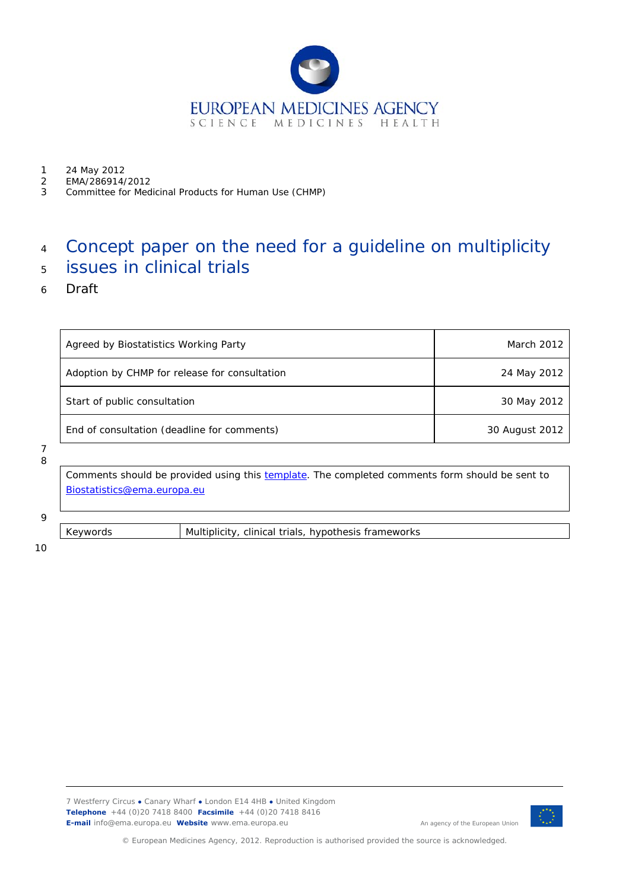EUROPEAN MEDICINES AGENCY
SCIENCE MEDICINES HEALTH

24 May 2012
EMA/286914/2012
Committee for Medicinal Products for Human Use (CHMP)

# Concept paper on the need for a guideline on multiplicity issues in clinical trials

Draft

| | |
|---|---|
| Agreed by Biostatistics Working Party | March 2012 |
| Adoption by CHMP for release for consultation | 24 May 2012 |
| Start of public consultation | 30 May 2012 |
| End of consultation (deadline for comments) | 30 August 2012 |

Comments should be provided using this template. The completed comments form should be sent to Biostatistics@ema.europa.eu

| | |
|---|---|
| Keywords | Multiplicity, clinical trials, hypothesis frameworks |

7 Westferry Circus ● Canary Wharf ● London E14 4HB ● United Kingdom
**Telephone** +44 (0)20 7418 8400 **Facsimile** +44 (0)20 7418 8416
**E-mail** info@ema.europa.eu **Website** www.ema.europa.eu

An agency of the European Union

© European Medicines Agency, 2012. Reproduction is authorised provided the source is acknowledged.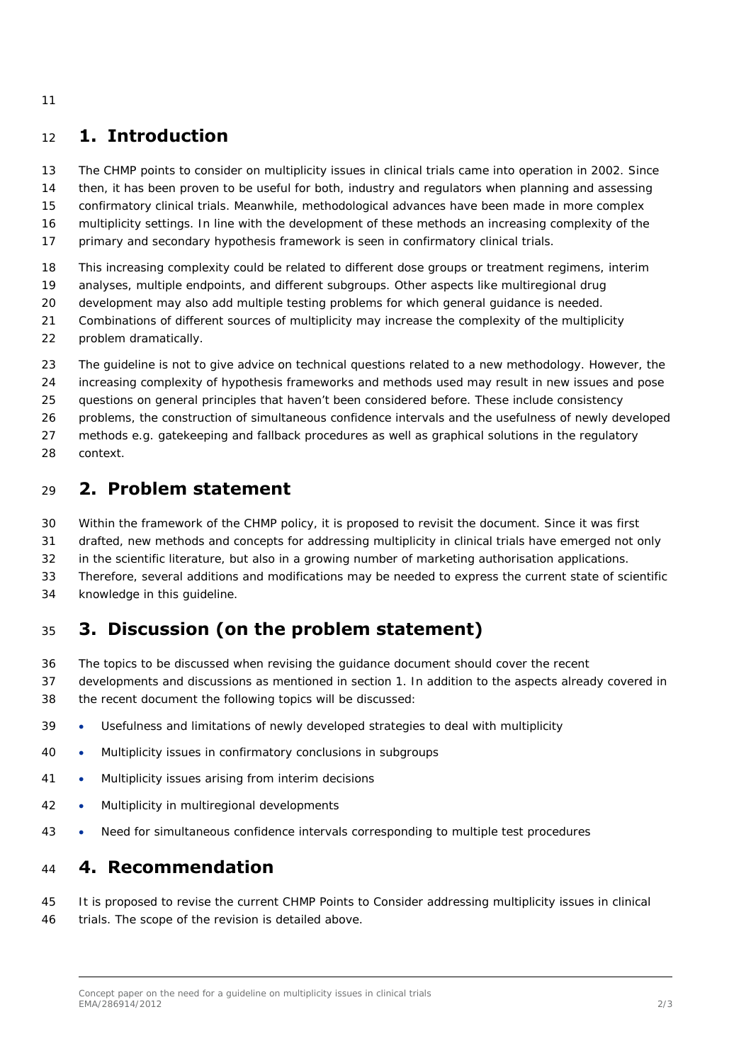## 1. Introduction

The CHMP points to consider on multiplicity issues in clinical trials came into operation in 2002. Since then, it has been proven to be useful for both, industry and regulators when planning and assessing confirmatory clinical trials. Meanwhile, methodological advances have been made in more complex multiplicity settings. In line with the development of these methods an increasing complexity of the primary and secondary hypothesis framework is seen in confirmatory clinical trials.

This increasing complexity could be related to different dose groups or treatment regimens, interim analyses, multiple endpoints, and different subgroups. Other aspects like multiregional drug development may also add multiple testing problems for which general guidance is needed. Combinations of different sources of multiplicity may increase the complexity of the multiplicity problem dramatically.

The guideline is not to give advice on technical questions related to a new methodology. However, the increasing complexity of hypothesis frameworks and methods used may result in new issues and pose questions on general principles that haven't been considered before. These include consistency problems, the construction of simultaneous confidence intervals and the usefulness of newly developed methods e.g. gatekeeping and fallback procedures as well as graphical solutions in the regulatory context.

## 2. Problem statement

Within the framework of the CHMP policy, it is proposed to revisit the document. Since it was first drafted, new methods and concepts for addressing multiplicity in clinical trials have emerged not only in the scientific literature, but also in a growing number of marketing authorisation applications. Therefore, several additions and modifications may be needed to express the current state of scientific knowledge in this guideline.

## 3. Discussion (on the problem statement)

The topics to be discussed when revising the guidance document should cover the recent developments and discussions as mentioned in section 1. In addition to the aspects already covered in the recent document the following topics will be discussed:

- Usefulness and limitations of newly developed strategies to deal with multiplicity
- Multiplicity issues in confirmatory conclusions in subgroups
- Multiplicity issues arising from interim decisions
- Multiplicity in multiregional developments
- Need for simultaneous confidence intervals corresponding to multiple test procedures

## 4. Recommendation

It is proposed to revise the current CHMP Points to Consider addressing multiplicity issues in clinical trials. The scope of the revision is detailed above.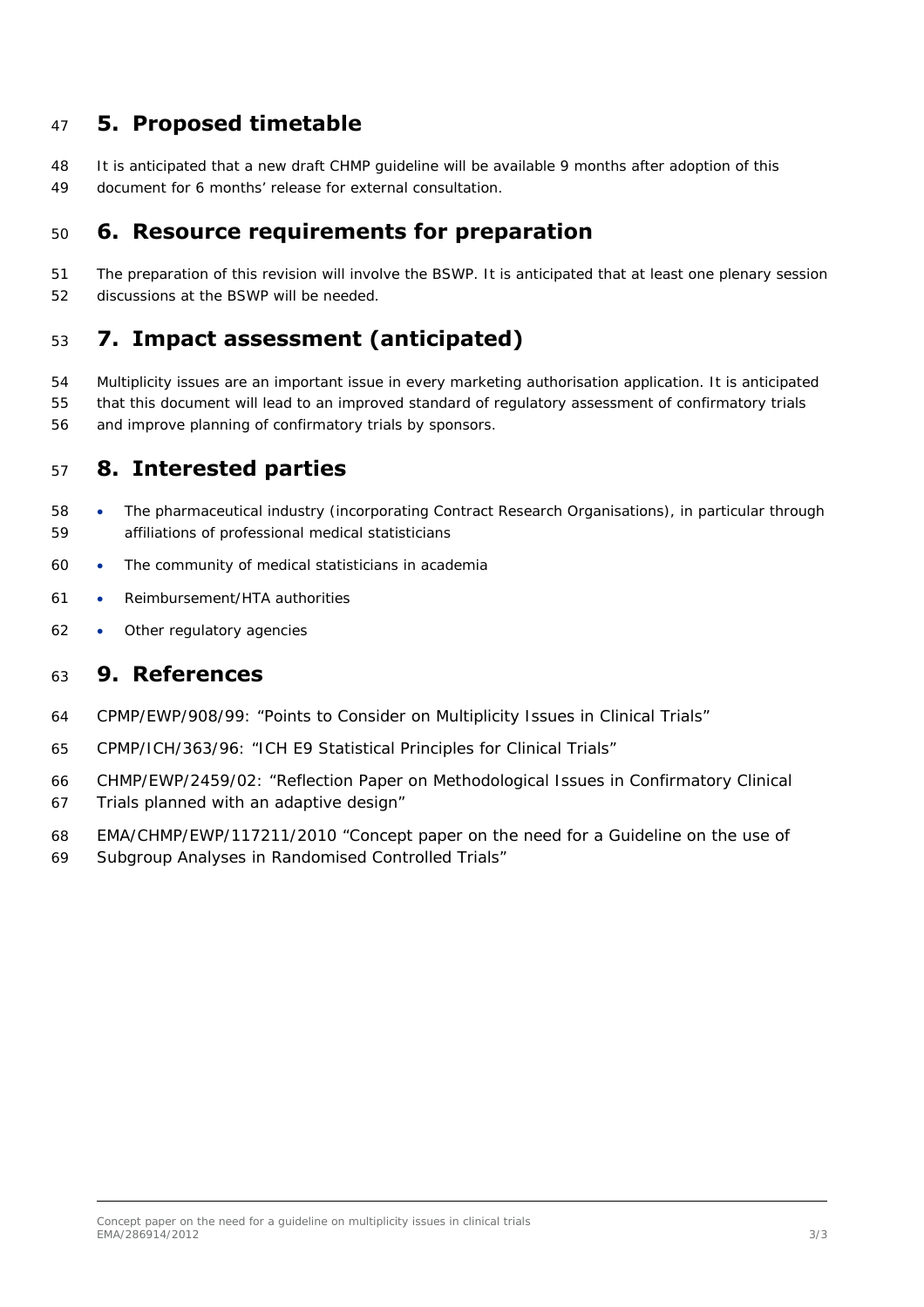## 5. Proposed timetable

It is anticipated that a new draft CHMP guideline will be available 9 months after adoption of this document for 6 months' release for external consultation.

## 6. Resource requirements for preparation

The preparation of this revision will involve the BSWP. It is anticipated that at least one plenary session discussions at the BSWP will be needed.

## 7. Impact assessment (anticipated)

Multiplicity issues are an important issue in every marketing authorisation application. It is anticipated that this document will lead to an improved standard of regulatory assessment of confirmatory trials and improve planning of confirmatory trials by sponsors.

## 8. Interested parties

- The pharmaceutical industry (incorporating Contract Research Organisations), in particular through affiliations of professional medical statisticians
- The community of medical statisticians in academia
- Reimbursement/HTA authorities
- Other regulatory agencies

## 9. References

CPMP/EWP/908/99: "Points to Consider on Multiplicity Issues in Clinical Trials"

CPMP/ICH/363/96: "ICH E9 Statistical Principles for Clinical Trials"

CHMP/EWP/2459/02: "Reflection Paper on Methodological Issues in Confirmatory Clinical Trials planned with an adaptive design"

EMA/CHMP/EWP/117211/2010 "Concept paper on the need for a Guideline on the use of Subgroup Analyses in Randomised Controlled Trials"